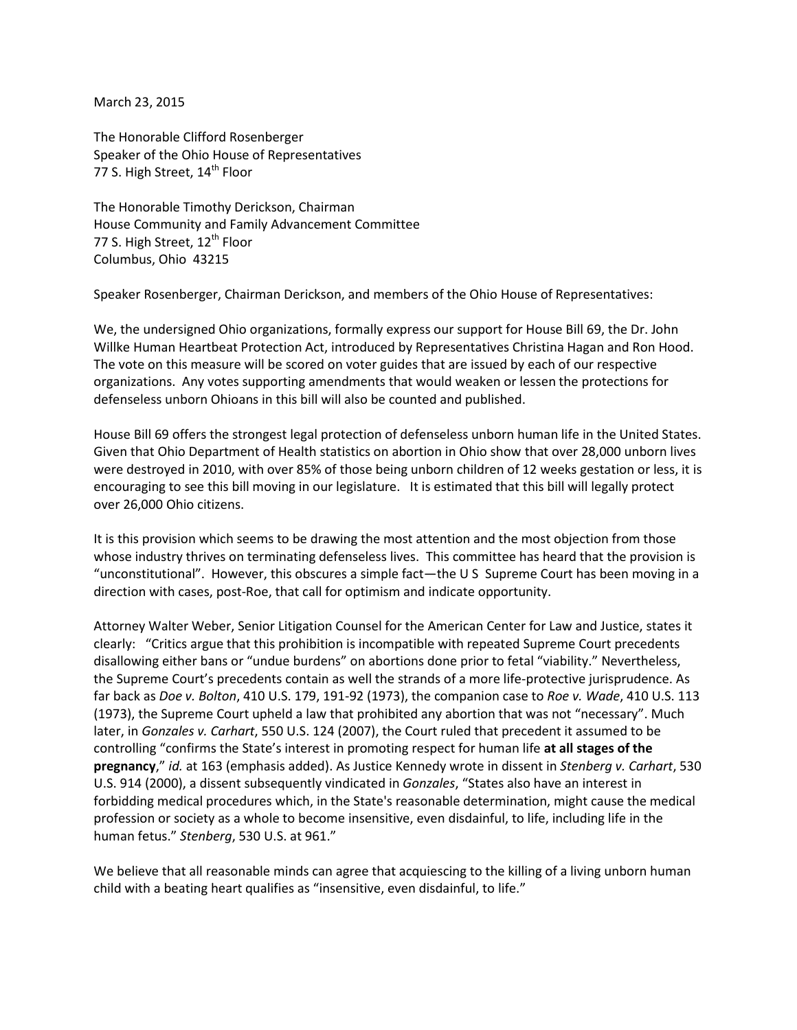March 23, 2015

The Honorable Clifford Rosenberger
Speaker of the Ohio House of Representatives
77 S. High Street, 14th Floor

The Honorable Timothy Derickson, Chairman
House Community and Family Advancement Committee
77 S. High Street, 12th Floor
Columbus, Ohio 43215

Speaker Rosenberger, Chairman Derickson, and members of the Ohio House of Representatives:

We, the undersigned Ohio organizations, formally express our support for House Bill 69, the Dr. John Willke Human Heartbeat Protection Act, introduced by Representatives Christina Hagan and Ron Hood. The vote on this measure will be scored on voter guides that are issued by each of our respective organizations. Any votes supporting amendments that would weaken or lessen the protections for defenseless unborn Ohioans in this bill will also be counted and published.

House Bill 69 offers the strongest legal protection of defenseless unborn human life in the United States. Given that Ohio Department of Health statistics on abortion in Ohio show that over 28,000 unborn lives were destroyed in 2010, with over 85% of those being unborn children of 12 weeks gestation or less, it is encouraging to see this bill moving in our legislature. It is estimated that this bill will legally protect over 26,000 Ohio citizens.

It is this provision which seems to be drawing the most attention and the most objection from those whose industry thrives on terminating defenseless lives. This committee has heard that the provision is "unconstitutional". However, this obscures a simple fact—the U S Supreme Court has been moving in a direction with cases, post-Roe, that call for optimism and indicate opportunity.

Attorney Walter Weber, Senior Litigation Counsel for the American Center for Law and Justice, states it clearly: "Critics argue that this prohibition is incompatible with repeated Supreme Court precedents disallowing either bans or "undue burdens" on abortions done prior to fetal "viability." Nevertheless, the Supreme Court's precedents contain as well the strands of a more life-protective jurisprudence. As far back as *Doe v. Bolton*, 410 U.S. 179, 191-92 (1973), the companion case to *Roe v. Wade*, 410 U.S. 113 (1973), the Supreme Court upheld a law that prohibited any abortion that was not "necessary". Much later, in *Gonzales v. Carhart*, 550 U.S. 124 (2007), the Court ruled that precedent it assumed to be controlling "confirms the State's interest in promoting respect for human life **at all stages of the pregnancy**," *id.* at 163 (emphasis added). As Justice Kennedy wrote in dissent in *Stenberg v. Carhart*, 530 U.S. 914 (2000), a dissent subsequently vindicated in *Gonzales*, "States also have an interest in forbidding medical procedures which, in the State's reasonable determination, might cause the medical profession or society as a whole to become insensitive, even disdainful, to life, including life in the human fetus." *Stenberg*, 530 U.S. at 961."

We believe that all reasonable minds can agree that acquiescing to the killing of a living unborn human child with a beating heart qualifies as "insensitive, even disdainful, to life."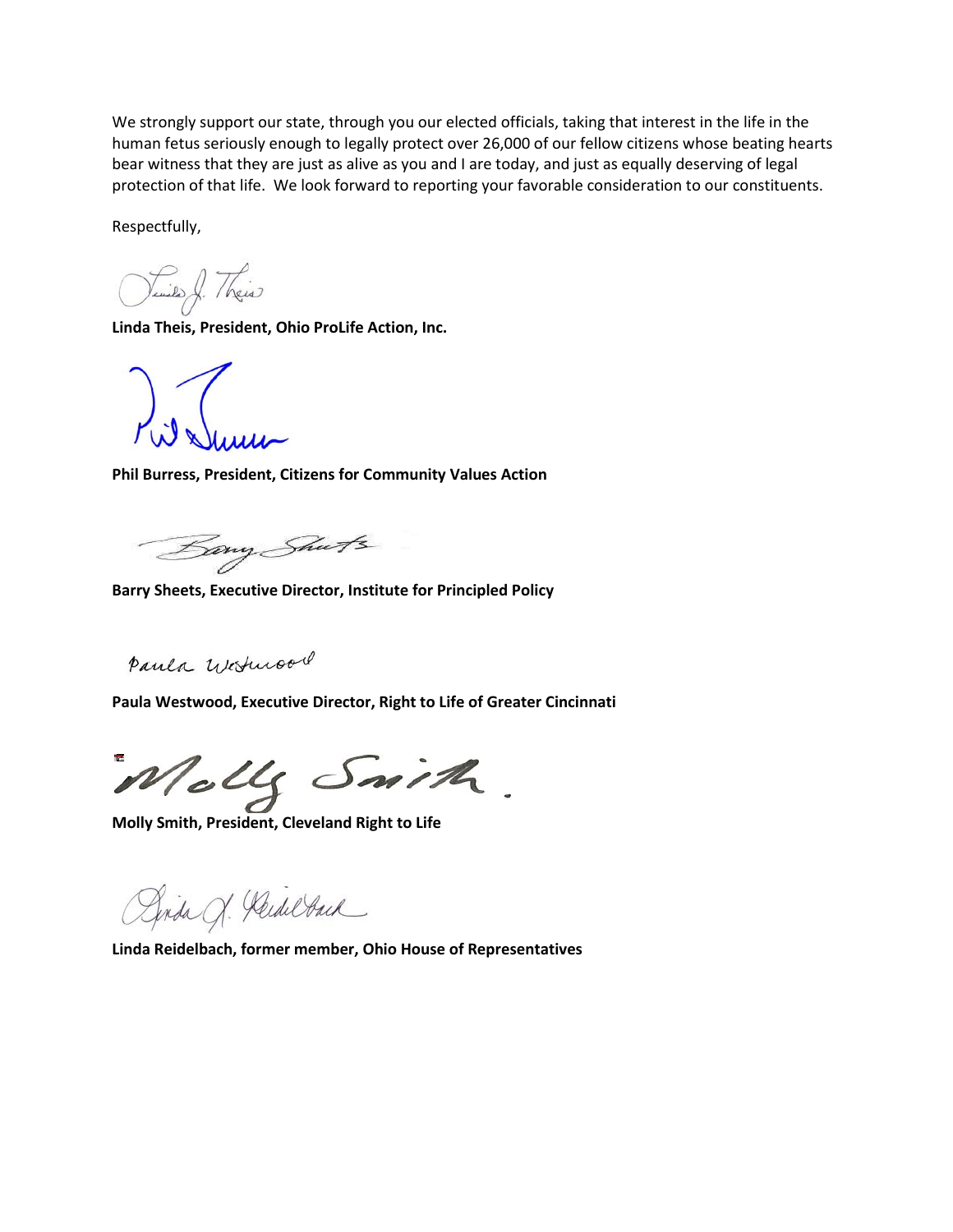We strongly support our state, through you our elected officials, taking that interest in the life in the human fetus seriously enough to legally protect over 26,000 of our fellow citizens whose beating hearts bear witness that they are just as alive as you and I are today, and just as equally deserving of legal protection of that life. We look forward to reporting your favorable consideration to our constituents.

Respectfully,

**Linda Theis, President, Ohio ProLife Action, Inc.**

**Phil Burress, President, Citizens for Community Values Action**

**Barry Sheets, Executive Director, Institute for Principled Policy**

**Paula Westwood, Executive Director, Right to Life of Greater Cincinnati**

**Molly Smith, President, Cleveland Right to Life**

**Linda Reidelbach, former member, Ohio House of Representatives**